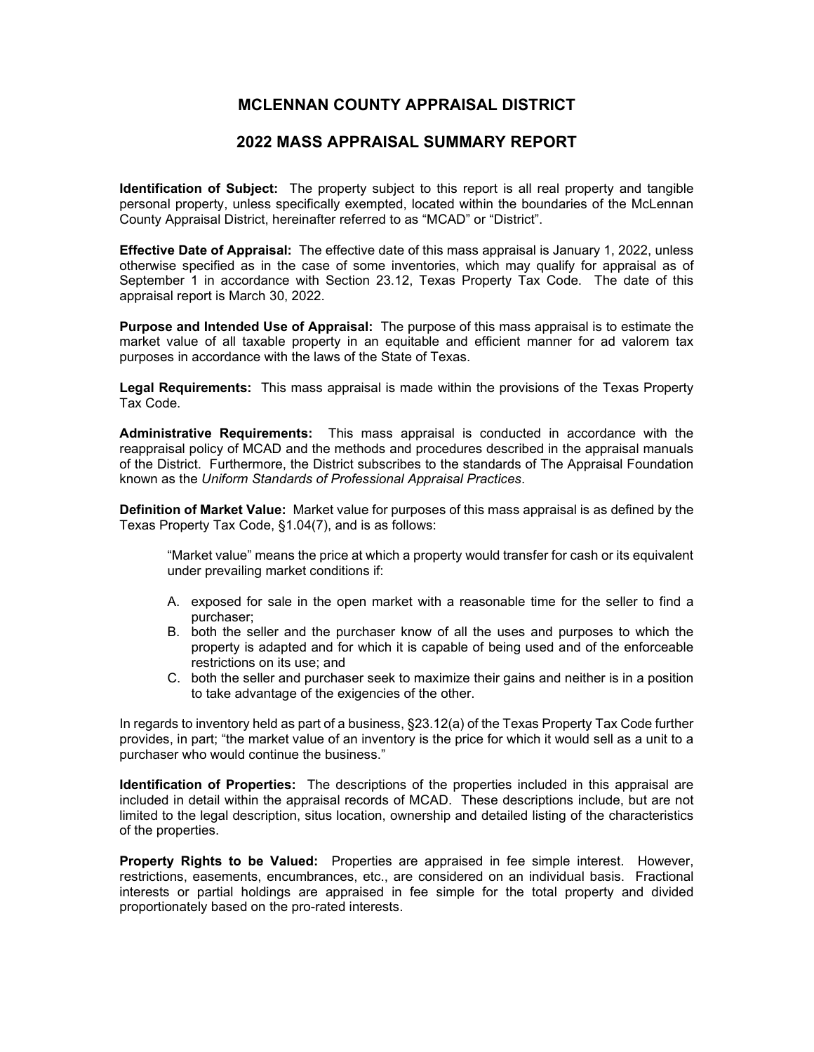# MCLENNAN COUNTY APPRAISAL DISTRICT

## 2022 MASS APPRAISAL SUMMARY REPORT

**Identification of Subject:** The property subject to this report is all real property and tangible personal property, unless specifically exempted, located within the boundaries of the McLennan County Appraisal District, hereinafter referred to as "MCAD" or "District".

**Effective Date of Appraisal:** The effective date of this mass appraisal is January 1, 2022, unless otherwise specified as in the case of some inventories, which may qualify for appraisal as of September 1 in accordance with Section 23.12, Texas Property Tax Code. The date of this appraisal report is March 30, 2022.

**Purpose and Intended Use of Appraisal:** The purpose of this mass appraisal is to estimate the market value of all taxable property in an equitable and efficient manner for ad valorem tax purposes in accordance with the laws of the State of Texas.

**Legal Requirements:** This mass appraisal is made within the provisions of the Texas Property Tax Code.

**Administrative Requirements:** This mass appraisal is conducted in accordance with the reappraisal policy of MCAD and the methods and procedures described in the appraisal manuals of the District. Furthermore, the District subscribes to the standards of The Appraisal Foundation known as the *Uniform Standards of Professional Appraisal Practices*.

**Definition of Market Value:** Market value for purposes of this mass appraisal is as defined by the Texas Property Tax Code, §1.04(7), and is as follows:

> "Market value" means the price at which a property would transfer for cash or its equivalent under prevailing market conditions if:
>
> A. exposed for sale in the open market with a reasonable time for the seller to find a purchaser;
> B. both the seller and the purchaser know of all the uses and purposes to which the property is adapted and for which it is capable of being used and of the enforceable restrictions on its use; and
> C. both the seller and purchaser seek to maximize their gains and neither is in a position to take advantage of the exigencies of the other.

In regards to inventory held as part of a business, §23.12(a) of the Texas Property Tax Code further provides, in part; "the market value of an inventory is the price for which it would sell as a unit to a purchaser who would continue the business."

**Identification of Properties:** The descriptions of the properties included in this appraisal are included in detail within the appraisal records of MCAD. These descriptions include, but are not limited to the legal description, situs location, ownership and detailed listing of the characteristics of the properties.

**Property Rights to be Valued:** Properties are appraised in fee simple interest. However, restrictions, easements, encumbrances, etc., are considered on an individual basis. Fractional interests or partial holdings are appraised in fee simple for the total property and divided proportionately based on the pro-rated interests.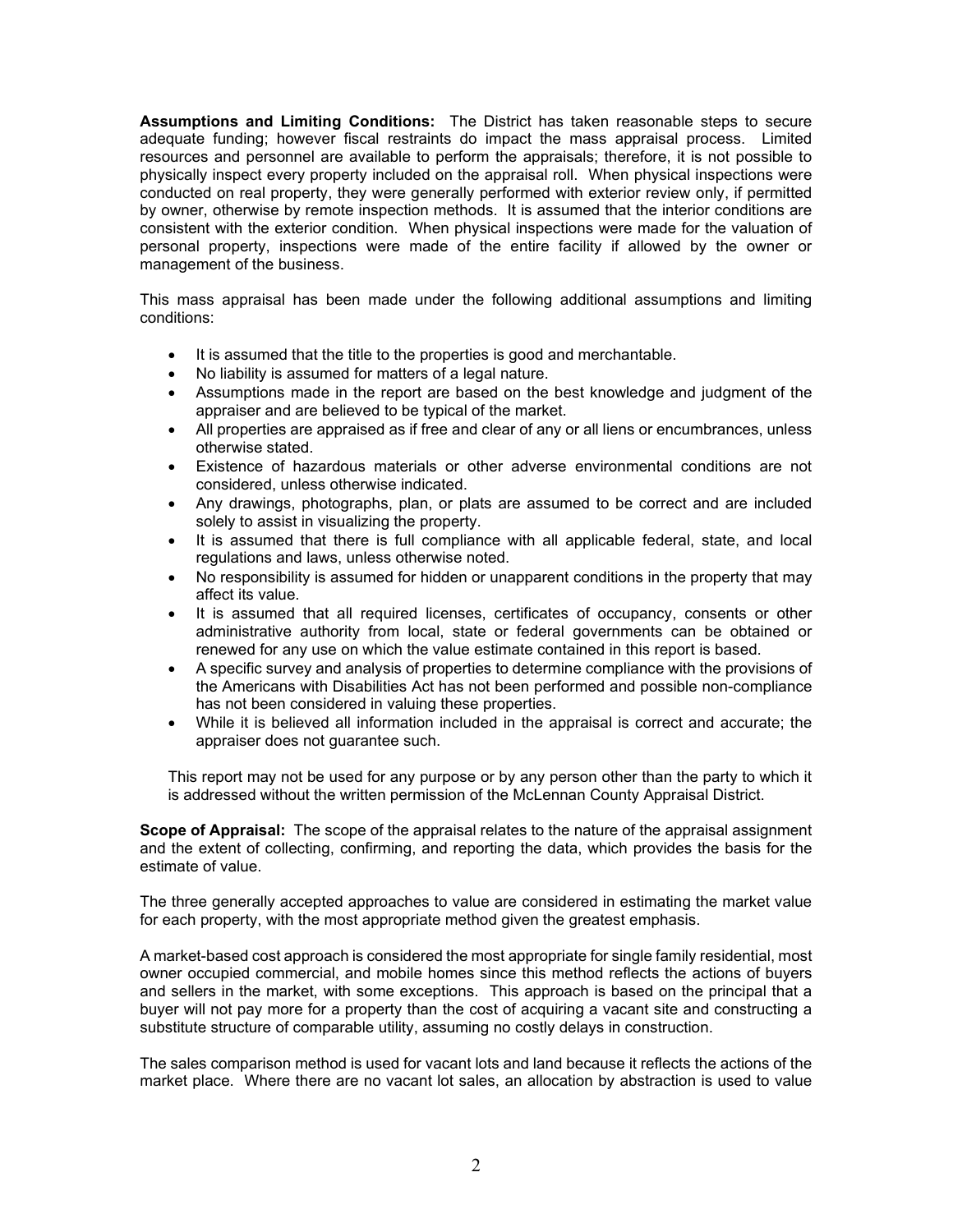**Assumptions and Limiting Conditions:** The District has taken reasonable steps to secure adequate funding; however fiscal restraints do impact the mass appraisal process. Limited resources and personnel are available to perform the appraisals; therefore, it is not possible to physically inspect every property included on the appraisal roll. When physical inspections were conducted on real property, they were generally performed with exterior review only, if permitted by owner, otherwise by remote inspection methods. It is assumed that the interior conditions are consistent with the exterior condition. When physical inspections were made for the valuation of personal property, inspections were made of the entire facility if allowed by the owner or management of the business.

This mass appraisal has been made under the following additional assumptions and limiting conditions:

- It is assumed that the title to the properties is good and merchantable.
- No liability is assumed for matters of a legal nature.
- Assumptions made in the report are based on the best knowledge and judgment of the appraiser and are believed to be typical of the market.
- All properties are appraised as if free and clear of any or all liens or encumbrances, unless otherwise stated.
- Existence of hazardous materials or other adverse environmental conditions are not considered, unless otherwise indicated.
- Any drawings, photographs, plan, or plats are assumed to be correct and are included solely to assist in visualizing the property.
- It is assumed that there is full compliance with all applicable federal, state, and local regulations and laws, unless otherwise noted.
- No responsibility is assumed for hidden or unapparent conditions in the property that may affect its value.
- It is assumed that all required licenses, certificates of occupancy, consents or other administrative authority from local, state or federal governments can be obtained or renewed for any use on which the value estimate contained in this report is based.
- A specific survey and analysis of properties to determine compliance with the provisions of the Americans with Disabilities Act has not been performed and possible non-compliance has not been considered in valuing these properties.
- While it is believed all information included in the appraisal is correct and accurate; the appraiser does not guarantee such.

This report may not be used for any purpose or by any person other than the party to which it is addressed without the written permission of the McLennan County Appraisal District.

**Scope of Appraisal:** The scope of the appraisal relates to the nature of the appraisal assignment and the extent of collecting, confirming, and reporting the data, which provides the basis for the estimate of value.

The three generally accepted approaches to value are considered in estimating the market value for each property, with the most appropriate method given the greatest emphasis.

A market-based cost approach is considered the most appropriate for single family residential, most owner occupied commercial, and mobile homes since this method reflects the actions of buyers and sellers in the market, with some exceptions. This approach is based on the principal that a buyer will not pay more for a property than the cost of acquiring a vacant site and constructing a substitute structure of comparable utility, assuming no costly delays in construction.

The sales comparison method is used for vacant lots and land because it reflects the actions of the market place. Where there are no vacant lot sales, an allocation by abstraction is used to value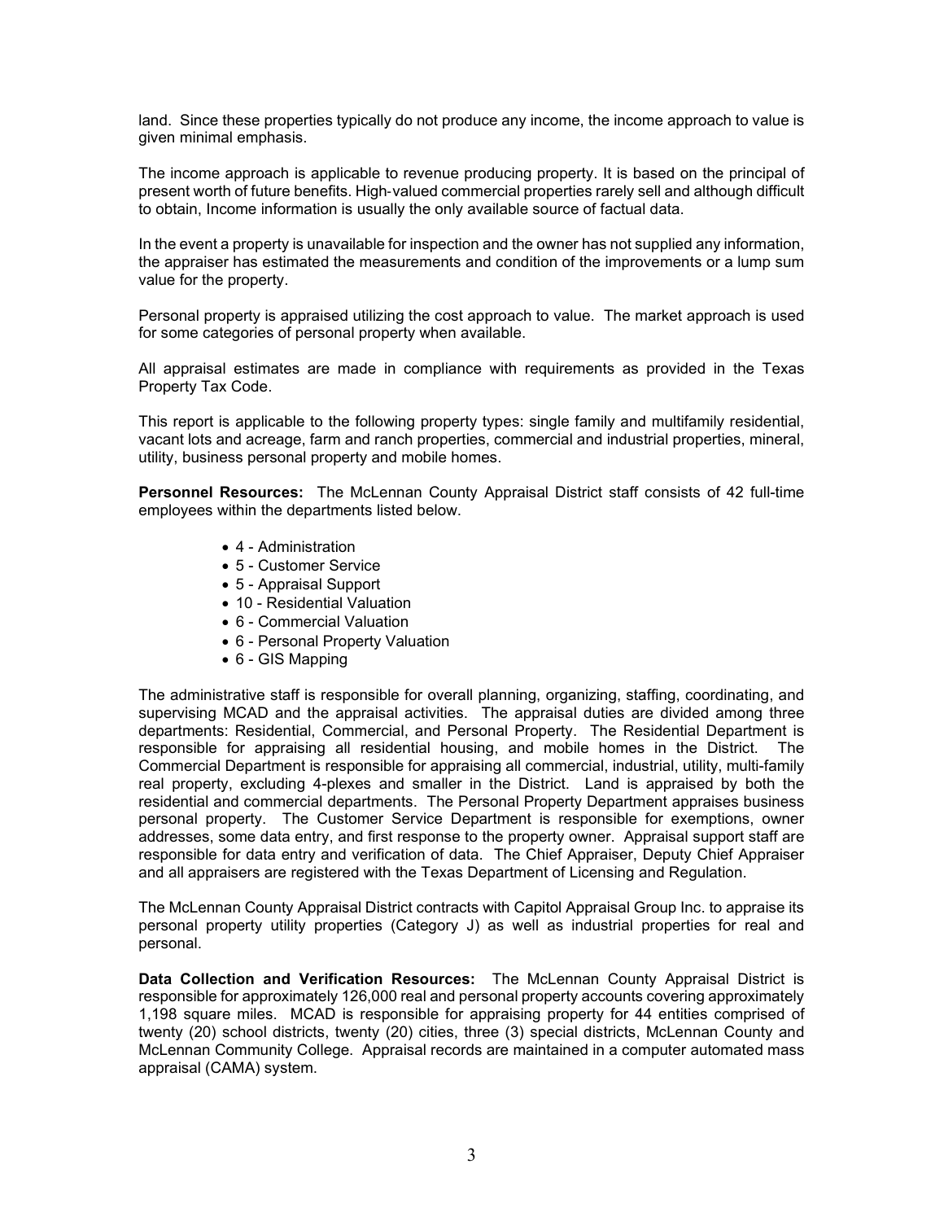land. Since these properties typically do not produce any income, the income approach to value is given minimal emphasis.

The income approach is applicable to revenue producing property. It is based on the principal of present worth of future benefits. High-valued commercial properties rarely sell and although difficult to obtain, Income information is usually the only available source of factual data.

In the event a property is unavailable for inspection and the owner has not supplied any information, the appraiser has estimated the measurements and condition of the improvements or a lump sum value for the property.

Personal property is appraised utilizing the cost approach to value. The market approach is used for some categories of personal property when available.

All appraisal estimates are made in compliance with requirements as provided in the Texas Property Tax Code.

This report is applicable to the following property types: single family and multifamily residential, vacant lots and acreage, farm and ranch properties, commercial and industrial properties, mineral, utility, business personal property and mobile homes.

**Personnel Resources:** The McLennan County Appraisal District staff consists of 42 full-time employees within the departments listed below.

- 4 - Administration
- 5 - Customer Service
- 5 - Appraisal Support
- 10 - Residential Valuation
- 6 - Commercial Valuation
- 6 - Personal Property Valuation
- 6 - GIS Mapping

The administrative staff is responsible for overall planning, organizing, staffing, coordinating, and supervising MCAD and the appraisal activities. The appraisal duties are divided among three departments: Residential, Commercial, and Personal Property. The Residential Department is responsible for appraising all residential housing, and mobile homes in the District. The Commercial Department is responsible for appraising all commercial, industrial, utility, multi-family real property, excluding 4-plexes and smaller in the District. Land is appraised by both the residential and commercial departments. The Personal Property Department appraises business personal property. The Customer Service Department is responsible for exemptions, owner addresses, some data entry, and first response to the property owner. Appraisal support staff are responsible for data entry and verification of data. The Chief Appraiser, Deputy Chief Appraiser and all appraisers are registered with the Texas Department of Licensing and Regulation.

The McLennan County Appraisal District contracts with Capitol Appraisal Group Inc. to appraise its personal property utility properties (Category J) as well as industrial properties for real and personal.

**Data Collection and Verification Resources:** The McLennan County Appraisal District is responsible for approximately 126,000 real and personal property accounts covering approximately 1,198 square miles. MCAD is responsible for appraising property for 44 entities comprised of twenty (20) school districts, twenty (20) cities, three (3) special districts, McLennan County and McLennan Community College. Appraisal records are maintained in a computer automated mass appraisal (CAMA) system.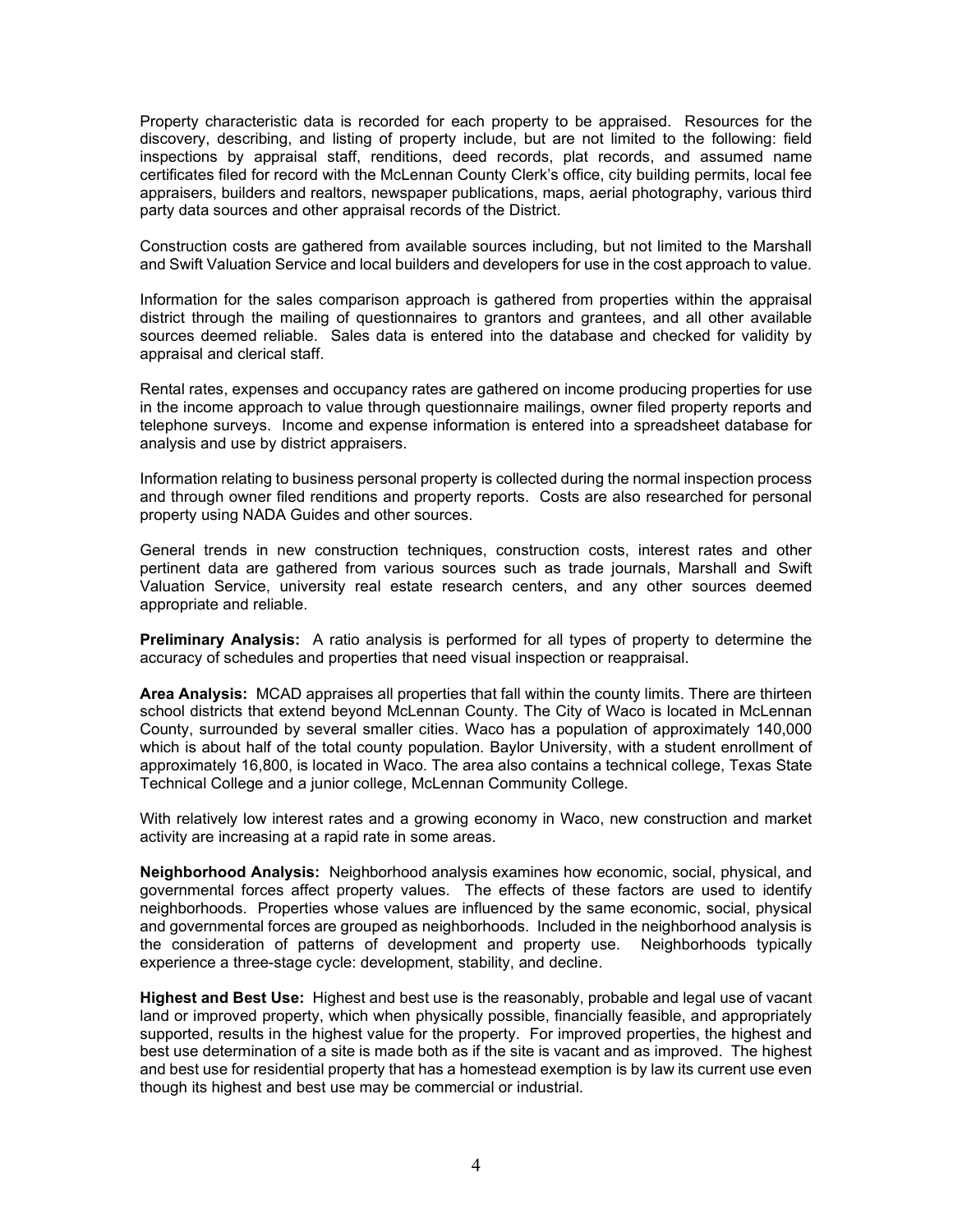Property characteristic data is recorded for each property to be appraised. Resources for the discovery, describing, and listing of property include, but are not limited to the following: field inspections by appraisal staff, renditions, deed records, plat records, and assumed name certificates filed for record with the McLennan County Clerk's office, city building permits, local fee appraisers, builders and realtors, newspaper publications, maps, aerial photography, various third party data sources and other appraisal records of the District.

Construction costs are gathered from available sources including, but not limited to the Marshall and Swift Valuation Service and local builders and developers for use in the cost approach to value.

Information for the sales comparison approach is gathered from properties within the appraisal district through the mailing of questionnaires to grantors and grantees, and all other available sources deemed reliable. Sales data is entered into the database and checked for validity by appraisal and clerical staff.

Rental rates, expenses and occupancy rates are gathered on income producing properties for use in the income approach to value through questionnaire mailings, owner filed property reports and telephone surveys. Income and expense information is entered into a spreadsheet database for analysis and use by district appraisers.

Information relating to business personal property is collected during the normal inspection process and through owner filed renditions and property reports. Costs are also researched for personal property using NADA Guides and other sources.

General trends in new construction techniques, construction costs, interest rates and other pertinent data are gathered from various sources such as trade journals, Marshall and Swift Valuation Service, university real estate research centers, and any other sources deemed appropriate and reliable.

**Preliminary Analysis:** A ratio analysis is performed for all types of property to determine the accuracy of schedules and properties that need visual inspection or reappraisal.

**Area Analysis:** MCAD appraises all properties that fall within the county limits. There are thirteen school districts that extend beyond McLennan County. The City of Waco is located in McLennan County, surrounded by several smaller cities. Waco has a population of approximately 140,000 which is about half of the total county population. Baylor University, with a student enrollment of approximately 16,800, is located in Waco. The area also contains a technical college, Texas State Technical College and a junior college, McLennan Community College.

With relatively low interest rates and a growing economy in Waco, new construction and market activity are increasing at a rapid rate in some areas.

**Neighborhood Analysis:** Neighborhood analysis examines how economic, social, physical, and governmental forces affect property values. The effects of these factors are used to identify neighborhoods. Properties whose values are influenced by the same economic, social, physical and governmental forces are grouped as neighborhoods. Included in the neighborhood analysis is the consideration of patterns of development and property use. Neighborhoods typically experience a three-stage cycle: development, stability, and decline.

**Highest and Best Use:** Highest and best use is the reasonably, probable and legal use of vacant land or improved property, which when physically possible, financially feasible, and appropriately supported, results in the highest value for the property. For improved properties, the highest and best use determination of a site is made both as if the site is vacant and as improved. The highest and best use for residential property that has a homestead exemption is by law its current use even though its highest and best use may be commercial or industrial.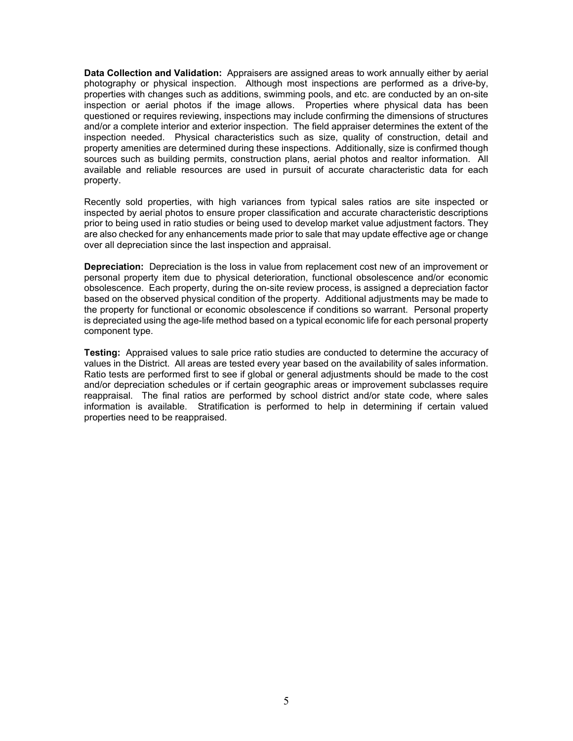**Data Collection and Validation:** Appraisers are assigned areas to work annually either by aerial photography or physical inspection. Although most inspections are performed as a drive-by, properties with changes such as additions, swimming pools, and etc. are conducted by an on-site inspection or aerial photos if the image allows. Properties where physical data has been questioned or requires reviewing, inspections may include confirming the dimensions of structures and/or a complete interior and exterior inspection. The field appraiser determines the extent of the inspection needed. Physical characteristics such as size, quality of construction, detail and property amenities are determined during these inspections. Additionally, size is confirmed though sources such as building permits, construction plans, aerial photos and realtor information. All available and reliable resources are used in pursuit of accurate characteristic data for each property.

Recently sold properties, with high variances from typical sales ratios are site inspected or inspected by aerial photos to ensure proper classification and accurate characteristic descriptions prior to being used in ratio studies or being used to develop market value adjustment factors. They are also checked for any enhancements made prior to sale that may update effective age or change over all depreciation since the last inspection and appraisal.

**Depreciation:** Depreciation is the loss in value from replacement cost new of an improvement or personal property item due to physical deterioration, functional obsolescence and/or economic obsolescence. Each property, during the on-site review process, is assigned a depreciation factor based on the observed physical condition of the property. Additional adjustments may be made to the property for functional or economic obsolescence if conditions so warrant. Personal property is depreciated using the age-life method based on a typical economic life for each personal property component type.

**Testing:** Appraised values to sale price ratio studies are conducted to determine the accuracy of values in the District. All areas are tested every year based on the availability of sales information. Ratio tests are performed first to see if global or general adjustments should be made to the cost and/or depreciation schedules or if certain geographic areas or improvement subclasses require reappraisal. The final ratios are performed by school district and/or state code, where sales information is available. Stratification is performed to help in determining if certain valued properties need to be reappraised.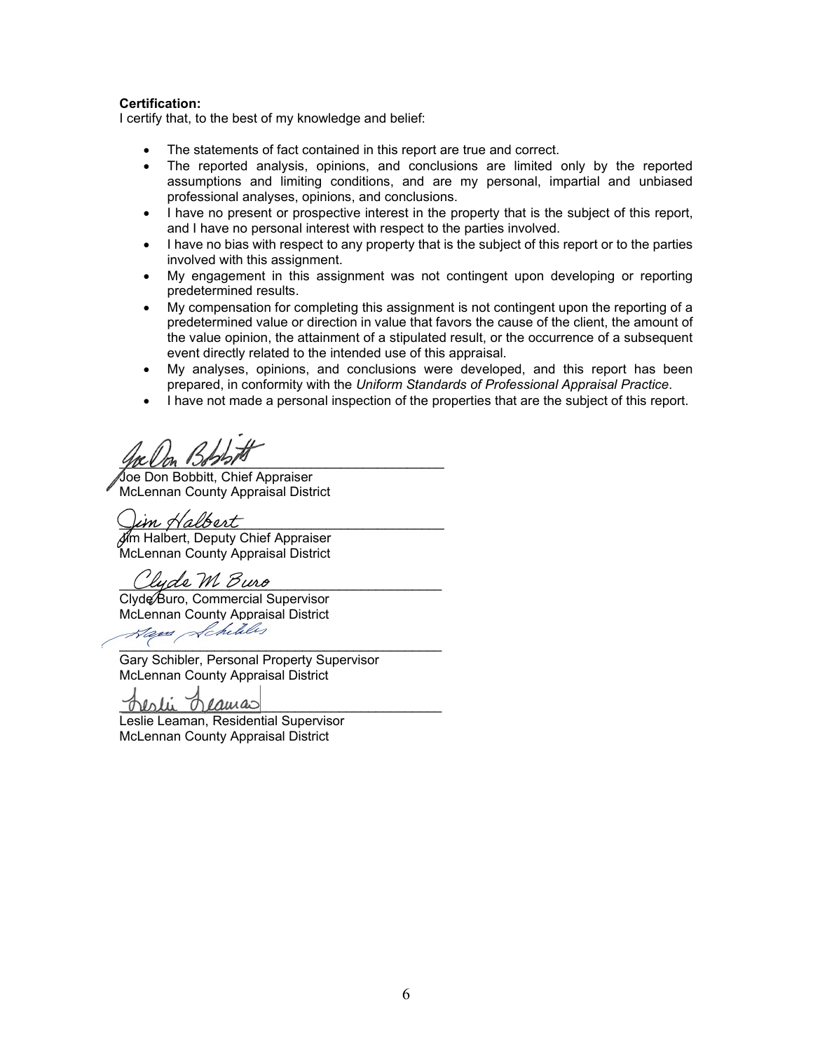**Certification:**
I certify that, to the best of my knowledge and belief:

- The statements of fact contained in this report are true and correct.
- The reported analysis, opinions, and conclusions are limited only by the reported assumptions and limiting conditions, and are my personal, impartial and unbiased professional analyses, opinions, and conclusions.
- I have no present or prospective interest in the property that is the subject of this report, and I have no personal interest with respect to the parties involved.
- I have no bias with respect to any property that is the subject of this report or to the parties involved with this assignment.
- My engagement in this assignment was not contingent upon developing or reporting predetermined results.
- My compensation for completing this assignment is not contingent upon the reporting of a predetermined value or direction in value that favors the cause of the client, the amount of the value opinion, the attainment of a stipulated result, or the occurrence of a subsequent event directly related to the intended use of this appraisal.
- My analyses, opinions, and conclusions were developed, and this report has been prepared, in conformity with the *Uniform Standards of Professional Appraisal Practice*.
- I have not made a personal inspection of the properties that are the subject of this report.

Joe Don Bobbitt, Chief Appraiser
McLennan County Appraisal District

Jim Halbert, Deputy Chief Appraiser
McLennan County Appraisal District

Clyde Buro, Commercial Supervisor
McLennan County Appraisal District

Gary Schibler, Personal Property Supervisor
McLennan County Appraisal District

Leslie Leaman, Residential Supervisor
McLennan County Appraisal District